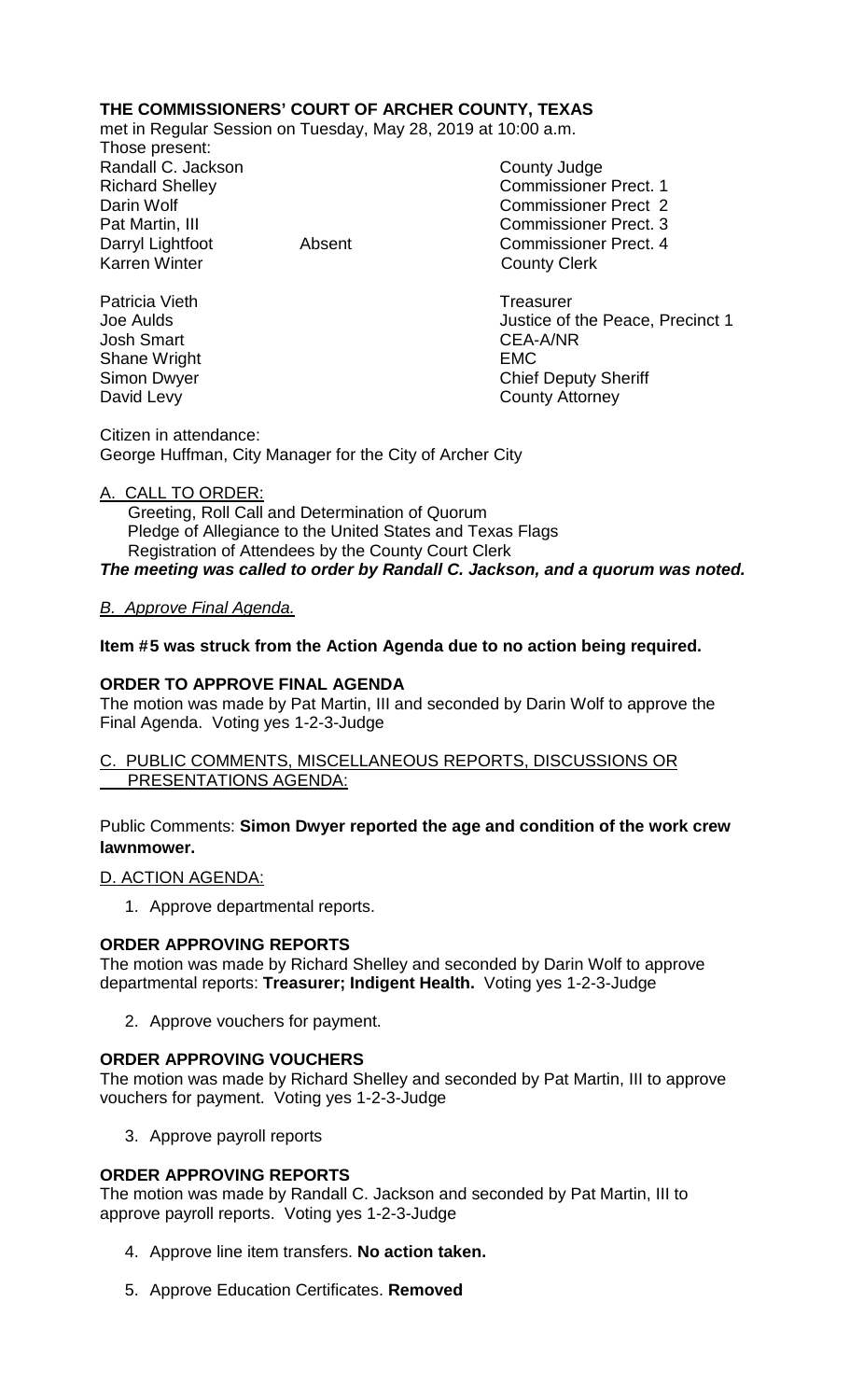**THE COMMISSIONERS' COURT OF ARCHER COUNTY, TEXAS**

met in Regular Session on Tuesday, May 28, 2019 at 10:00 a.m.

Those present:

| | | |
|---|---|---|
| Randall C. Jackson | | County Judge |
| Richard Shelley | | Commissioner Prect. 1 |
| Darin Wolf | | Commissioner Prect 2 |
| Pat Martin, III | | Commissioner Prect. 3 |
| Darryl Lightfoot | Absent | Commissioner Prect. 4 |
| Karren Winter | | County Clerk |
| | | |
| Patricia Vieth | | Treasurer |
| Joe Aulds | | Justice of the Peace, Precinct 1 |
| Josh Smart | | CEA-A/NR |
| Shane Wright | | EMC |
| Simon Dwyer | | Chief Deputy Sheriff |
| David Levy | | County Attorney |

Citizen in attendance:
George Huffman, City Manager for the City of Archer City

A. CALL TO ORDER:

Greeting, Roll Call and Determination of Quorum
Pledge of Allegiance to the United States and Texas Flags
Registration of Attendees by the County Court Clerk

***The meeting was called to order by Randall C. Jackson, and a quorum was noted.***

*B. Approve Final Agenda.*

**Item #5 was struck from the Action Agenda due to no action being required.**

**ORDER TO APPROVE FINAL AGENDA**

The motion was made by Pat Martin, III and seconded by Darin Wolf to approve the Final Agenda. Voting yes 1-2-3-Judge

C. PUBLIC COMMENTS, MISCELLANEOUS REPORTS, DISCUSSIONS OR PRESENTATIONS AGENDA:

Public Comments: **Simon Dwyer reported the age and condition of the work crew lawnmower.**

D. ACTION AGENDA:

1. Approve departmental reports.

**ORDER APPROVING REPORTS**

The motion was made by Richard Shelley and seconded by Darin Wolf to approve departmental reports: **Treasurer; Indigent Health.** Voting yes 1-2-3-Judge

2. Approve vouchers for payment.

**ORDER APPROVING VOUCHERS**

The motion was made by Richard Shelley and seconded by Pat Martin, III to approve vouchers for payment. Voting yes 1-2-3-Judge

3. Approve payroll reports

**ORDER APPROVING REPORTS**

The motion was made by Randall C. Jackson and seconded by Pat Martin, III to approve payroll reports. Voting yes 1-2-3-Judge

4. Approve line item transfers. **No action taken.**
5. Approve Education Certificates. **Removed**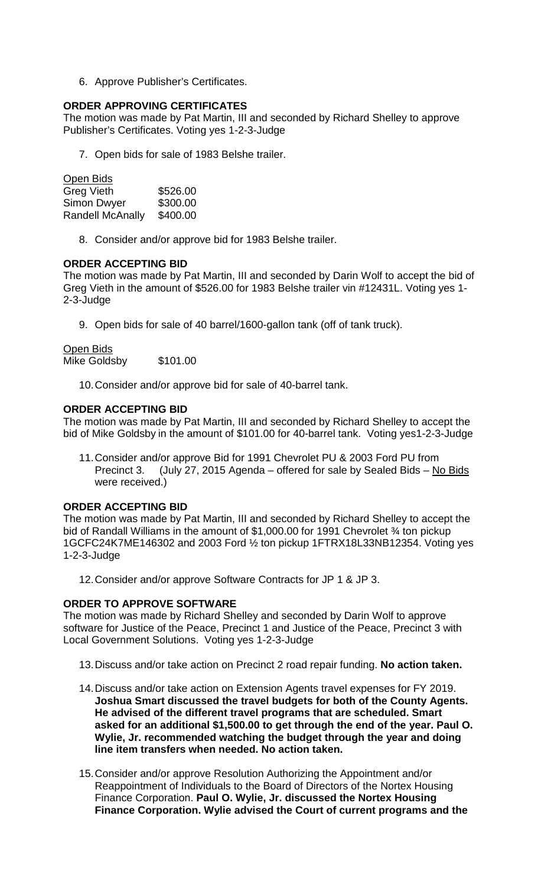6. Approve Publisher's Certificates.

**ORDER APPROVING CERTIFICATES**
The motion was made by Pat Martin, III and seconded by Richard Shelley to approve Publisher's Certificates. Voting yes 1-2-3-Judge

7. Open bids for sale of 1983 Belshe trailer.

<u>Open Bids</u>

| | |
|---|---|
| Greg Vieth | $526.00 |
| Simon Dwyer | $300.00 |
| Randell McAnally | $400.00 |

8. Consider and/or approve bid for 1983 Belshe trailer.

**ORDER ACCEPTING BID**
The motion was made by Pat Martin, III and seconded by Darin Wolf to accept the bid of Greg Vieth in the amount of $526.00 for 1983 Belshe trailer vin #12431L. Voting yes 1-2-3-Judge

9. Open bids for sale of 40 barrel/1600-gallon tank (off of tank truck).

<u>Open Bids</u>
Mike Goldsby $101.00

10. Consider and/or approve bid for sale of 40-barrel tank.

**ORDER ACCEPTING BID**
The motion was made by Pat Martin, III and seconded by Richard Shelley to accept the bid of Mike Goldsby in the amount of $101.00 for 40-barrel tank. Voting yes1-2-3-Judge

11. Consider and/or approve Bid for 1991 Chevrolet PU & 2003 Ford PU from Precinct 3. (July 27, 2015 Agenda – offered for sale by Sealed Bids – <u>No Bids</u> were received.)

**ORDER ACCEPTING BID**
The motion was made by Pat Martin, III and seconded by Richard Shelley to accept the bid of Randall Williams in the amount of $1,000.00 for 1991 Chevrolet ¾ ton pickup 1GCFC24K7ME146302 and 2003 Ford ½ ton pickup 1FTRX18L33NB12354. Voting yes 1-2-3-Judge

12. Consider and/or approve Software Contracts for JP 1 & JP 3.

**ORDER TO APPROVE SOFTWARE**
The motion was made by Richard Shelley and seconded by Darin Wolf to approve software for Justice of the Peace, Precinct 1 and Justice of the Peace, Precinct 3 with Local Government Solutions. Voting yes 1-2-3-Judge

13. Discuss and/or take action on Precinct 2 road repair funding. **No action taken.**

14. Discuss and/or take action on Extension Agents travel expenses for FY 2019. **Joshua Smart discussed the travel budgets for both of the County Agents. He advised of the different travel programs that are scheduled. Smart asked for an additional $1,500.00 to get through the end of the year. Paul O. Wylie, Jr. recommended watching the budget through the year and doing line item transfers when needed. No action taken.**

15. Consider and/or approve Resolution Authorizing the Appointment and/or Reappointment of Individuals to the Board of Directors of the Nortex Housing Finance Corporation. **Paul O. Wylie, Jr. discussed the Nortex Housing Finance Corporation. Wylie advised the Court of current programs and the**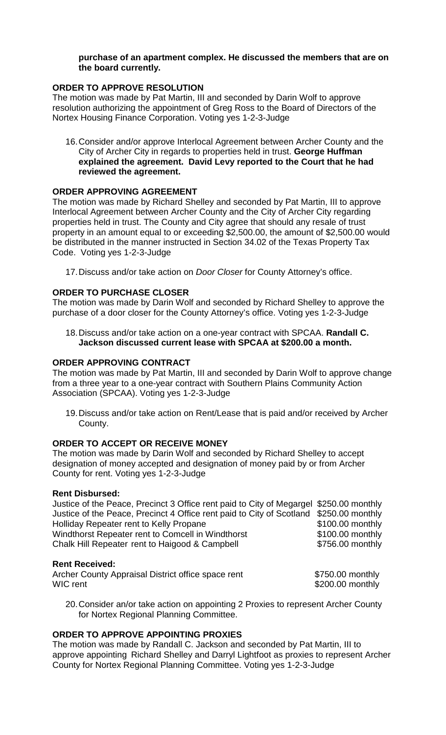**purchase of an apartment complex. He discussed the members that are on the board currently.**

**ORDER TO APPROVE RESOLUTION**

The motion was made by Pat Martin, III and seconded by Darin Wolf to approve resolution authorizing the appointment of Greg Ross to the Board of Directors of the Nortex Housing Finance Corporation. Voting yes 1-2-3-Judge

16. Consider and/or approve Interlocal Agreement between Archer County and the City of Archer City in regards to properties held in trust. **George Huffman explained the agreement. David Levy reported to the Court that he had reviewed the agreement.**

**ORDER APPROVING AGREEMENT**

The motion was made by Richard Shelley and seconded by Pat Martin, III to approve Interlocal Agreement between Archer County and the City of Archer City regarding properties held in trust. The County and City agree that should any resale of trust property in an amount equal to or exceeding $2,500.00, the amount of $2,500.00 would be distributed in the manner instructed in Section 34.02 of the Texas Property Tax Code. Voting yes 1-2-3-Judge

17. Discuss and/or take action on *Door Closer* for County Attorney's office.

**ORDER TO PURCHASE CLOSER**

The motion was made by Darin Wolf and seconded by Richard Shelley to approve the purchase of a door closer for the County Attorney's office. Voting yes 1-2-3-Judge

18. Discuss and/or take action on a one-year contract with SPCAA. **Randall C. Jackson discussed current lease with SPCAA at $200.00 a month.**

**ORDER APPROVING CONTRACT**

The motion was made by Pat Martin, III and seconded by Darin Wolf to approve change from a three year to a one-year contract with Southern Plains Community Action Association (SPCAA). Voting yes 1-2-3-Judge

19. Discuss and/or take action on Rent/Lease that is paid and/or received by Archer County.

**ORDER TO ACCEPT OR RECEIVE MONEY**

The motion was made by Darin Wolf and seconded by Richard Shelley to accept designation of money accepted and designation of money paid by or from Archer County for rent. Voting yes 1-2-3-Judge

**Rent Disbursed:**

| | |
|---|---|
| Justice of the Peace, Precinct 3 Office rent paid to City of Megargel | $250.00 monthly |
| Justice of the Peace, Precinct 4 Office rent paid to City of Scotland | $250.00 monthly |
| Holliday Repeater rent to Kelly Propane | $100.00 monthly |
| Windthorst Repeater rent to Comcell in Windthorst | $100.00 monthly |
| Chalk Hill Repeater rent to Haigood & Campbell | $756.00 monthly |

**Rent Received:**

| | |
|---|---|
| Archer County Appraisal District office space rent | $750.00 monthly |
| WIC rent | $200.00 monthly |

20. Consider an/or take action on appointing 2 Proxies to represent Archer County for Nortex Regional Planning Committee.

**ORDER TO APPROVE APPOINTING PROXIES**

The motion was made by Randall C. Jackson and seconded by Pat Martin, III to approve appointing Richard Shelley and Darryl Lightfoot as proxies to represent Archer County for Nortex Regional Planning Committee. Voting yes 1-2-3-Judge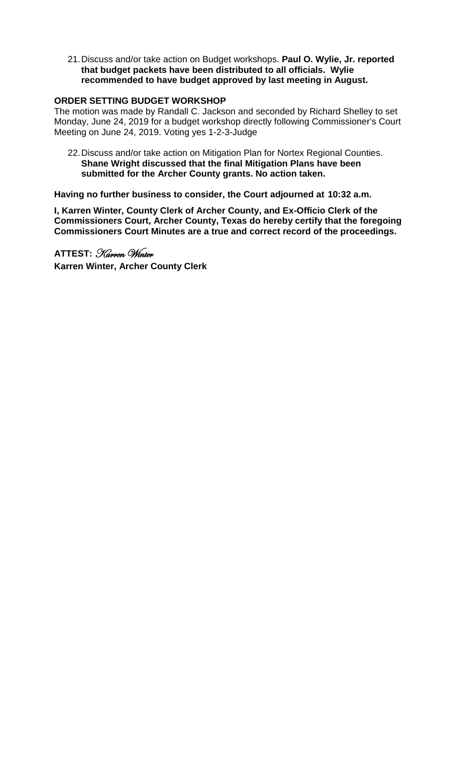21. Discuss and/or take action on Budget workshops. **Paul O. Wylie, Jr. reported that budget packets have been distributed to all officials. Wylie recommended to have budget approved by last meeting in August.**

**ORDER SETTING BUDGET WORKSHOP**

The motion was made by Randall C. Jackson and seconded by Richard Shelley to set Monday, June 24, 2019 for a budget workshop directly following Commissioner's Court Meeting on June 24, 2019. Voting yes 1-2-3-Judge

22. Discuss and/or take action on Mitigation Plan for Nortex Regional Counties. **Shane Wright discussed that the final Mitigation Plans have been submitted for the Archer County grants. No action taken.**

**Having no further business to consider, the Court adjourned at 10:32 a.m.**

**I, Karren Winter, County Clerk of Archer County, and Ex-Officio Clerk of the Commissioners Court, Archer County, Texas do hereby certify that the foregoing Commissioners Court Minutes are a true and correct record of the proceedings.**

**ATTEST:** *Karren Winter*

**Karren Winter, Archer County Clerk**